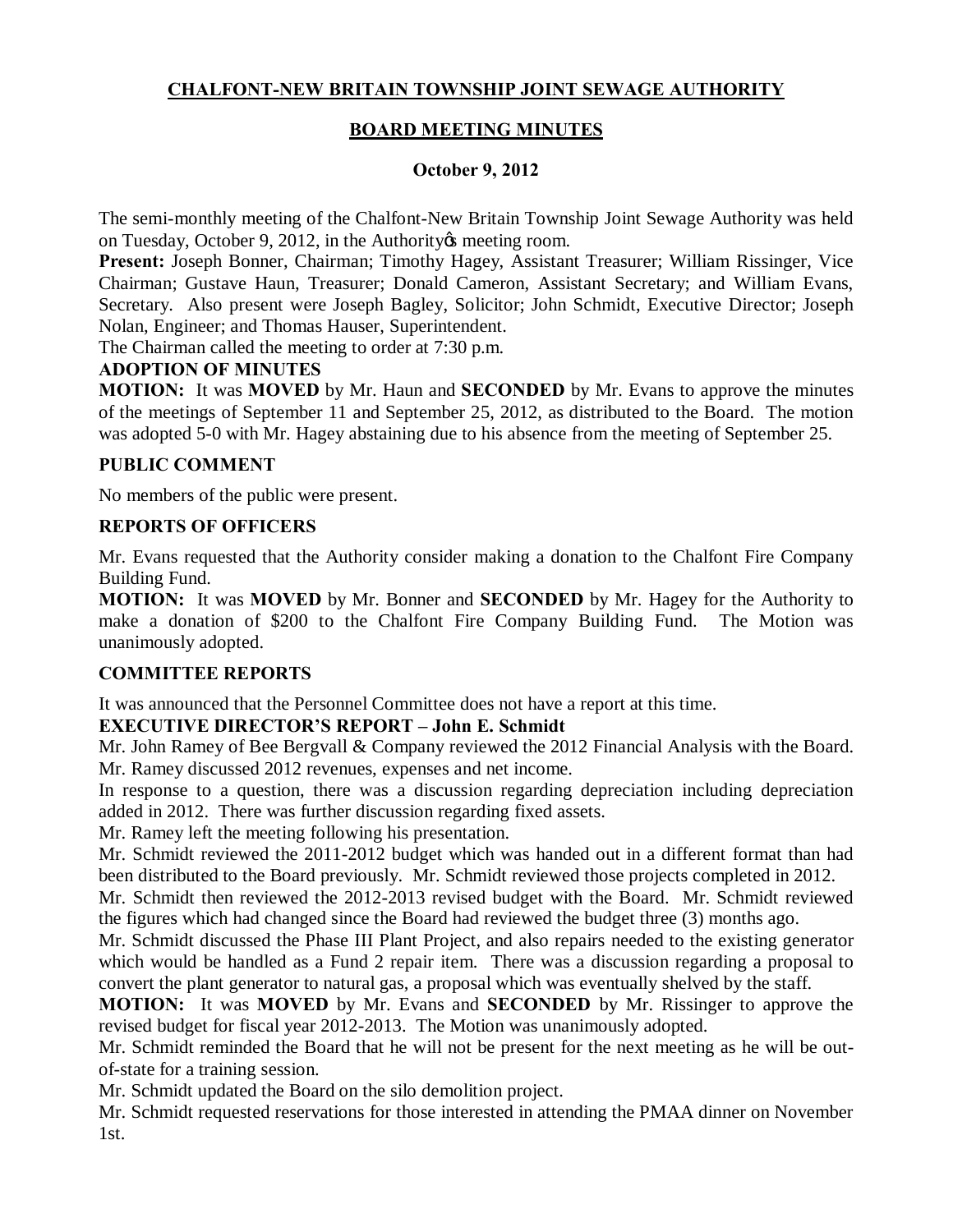**CHALFONT-NEW BRITAIN TOWNSHIP JOINT SEWAGE AUTHORITY**

**BOARD MEETING MINUTES**

**October 9, 2012**

The semi-monthly meeting of the Chalfont-New Britain Township Joint Sewage Authority was held on Tuesday, October 9, 2012, in the Authority's meeting room.

**Present:** Joseph Bonner, Chairman; Timothy Hagey, Assistant Treasurer; William Rissinger, Vice Chairman; Gustave Haun, Treasurer; Donald Cameron, Assistant Secretary; and William Evans, Secretary. Also present were Joseph Bagley, Solicitor; John Schmidt, Executive Director; Joseph Nolan, Engineer; and Thomas Hauser, Superintendent.

The Chairman called the meeting to order at 7:30 p.m.

**ADOPTION OF MINUTES**

**MOTION:** It was **MOVED** by Mr. Haun and **SECONDED** by Mr. Evans to approve the minutes of the meetings of September 11 and September 25, 2012, as distributed to the Board. The motion was adopted 5-0 with Mr. Hagey abstaining due to his absence from the meeting of September 25.

**PUBLIC COMMENT**

No members of the public were present.

**REPORTS OF OFFICERS**

Mr. Evans requested that the Authority consider making a donation to the Chalfont Fire Company Building Fund.

**MOTION:** It was **MOVED** by Mr. Bonner and **SECONDED** by Mr. Hagey for the Authority to make a donation of $200 to the Chalfont Fire Company Building Fund. The Motion was unanimously adopted.

**COMMITTEE REPORTS**

It was announced that the Personnel Committee does not have a report at this time.

**EXECUTIVE DIRECTOR'S REPORT – John E. Schmidt**

Mr. John Ramey of Bee Bergvall & Company reviewed the 2012 Financial Analysis with the Board. Mr. Ramey discussed 2012 revenues, expenses and net income.

In response to a question, there was a discussion regarding depreciation including depreciation added in 2012. There was further discussion regarding fixed assets.

Mr. Ramey left the meeting following his presentation.

Mr. Schmidt reviewed the 2011-2012 budget which was handed out in a different format than had been distributed to the Board previously. Mr. Schmidt reviewed those projects completed in 2012.

Mr. Schmidt then reviewed the 2012-2013 revised budget with the Board. Mr. Schmidt reviewed the figures which had changed since the Board had reviewed the budget three (3) months ago.

Mr. Schmidt discussed the Phase III Plant Project, and also repairs needed to the existing generator which would be handled as a Fund 2 repair item. There was a discussion regarding a proposal to convert the plant generator to natural gas, a proposal which was eventually shelved by the staff.

**MOTION:** It was **MOVED** by Mr. Evans and **SECONDED** by Mr. Rissinger to approve the revised budget for fiscal year 2012-2013. The Motion was unanimously adopted.

Mr. Schmidt reminded the Board that he will not be present for the next meeting as he will be out-of-state for a training session.

Mr. Schmidt updated the Board on the silo demolition project.

Mr. Schmidt requested reservations for those interested in attending the PMAA dinner on November 1st.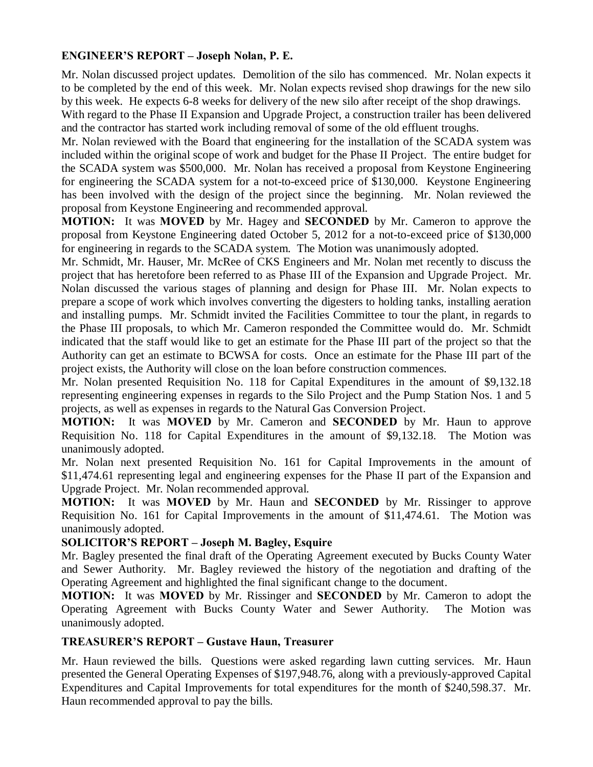**ENGINEER'S REPORT – Joseph Nolan, P. E.**

Mr. Nolan discussed project updates. Demolition of the silo has commenced. Mr. Nolan expects it to be completed by the end of this week. Mr. Nolan expects revised shop drawings for the new silo by this week. He expects 6-8 weeks for delivery of the new silo after receipt of the shop drawings.

With regard to the Phase II Expansion and Upgrade Project, a construction trailer has been delivered and the contractor has started work including removal of some of the old effluent troughs.

Mr. Nolan reviewed with the Board that engineering for the installation of the SCADA system was included within the original scope of work and budget for the Phase II Project. The entire budget for the SCADA system was $500,000. Mr. Nolan has received a proposal from Keystone Engineering for engineering the SCADA system for a not-to-exceed price of $130,000. Keystone Engineering has been involved with the design of the project since the beginning. Mr. Nolan reviewed the proposal from Keystone Engineering and recommended approval.

**MOTION:** It was **MOVED** by Mr. Hagey and **SECONDED** by Mr. Cameron to approve the proposal from Keystone Engineering dated October 5, 2012 for a not-to-exceed price of $130,000 for engineering in regards to the SCADA system. The Motion was unanimously adopted.

Mr. Schmidt, Mr. Hauser, Mr. McRee of CKS Engineers and Mr. Nolan met recently to discuss the project that has heretofore been referred to as Phase III of the Expansion and Upgrade Project. Mr. Nolan discussed the various stages of planning and design for Phase III. Mr. Nolan expects to prepare a scope of work which involves converting the digesters to holding tanks, installing aeration and installing pumps. Mr. Schmidt invited the Facilities Committee to tour the plant, in regards to the Phase III proposals, to which Mr. Cameron responded the Committee would do. Mr. Schmidt indicated that the staff would like to get an estimate for the Phase III part of the project so that the Authority can get an estimate to BCWSA for costs. Once an estimate for the Phase III part of the project exists, the Authority will close on the loan before construction commences.

Mr. Nolan presented Requisition No. 118 for Capital Expenditures in the amount of $9,132.18 representing engineering expenses in regards to the Silo Project and the Pump Station Nos. 1 and 5 projects, as well as expenses in regards to the Natural Gas Conversion Project.

**MOTION:** It was **MOVED** by Mr. Cameron and **SECONDED** by Mr. Haun to approve Requisition No. 118 for Capital Expenditures in the amount of $9,132.18. The Motion was unanimously adopted.

Mr. Nolan next presented Requisition No. 161 for Capital Improvements in the amount of $11,474.61 representing legal and engineering expenses for the Phase II part of the Expansion and Upgrade Project. Mr. Nolan recommended approval.

**MOTION:** It was **MOVED** by Mr. Haun and **SECONDED** by Mr. Rissinger to approve Requisition No. 161 for Capital Improvements in the amount of $11,474.61. The Motion was unanimously adopted.

**SOLICITOR'S REPORT – Joseph M. Bagley, Esquire**

Mr. Bagley presented the final draft of the Operating Agreement executed by Bucks County Water and Sewer Authority. Mr. Bagley reviewed the history of the negotiation and drafting of the Operating Agreement and highlighted the final significant change to the document.

**MOTION:** It was **MOVED** by Mr. Rissinger and **SECONDED** by Mr. Cameron to adopt the Operating Agreement with Bucks County Water and Sewer Authority. The Motion was unanimously adopted.

**TREASURER'S REPORT – Gustave Haun, Treasurer**

Mr. Haun reviewed the bills. Questions were asked regarding lawn cutting services. Mr. Haun presented the General Operating Expenses of $197,948.76, along with a previously-approved Capital Expenditures and Capital Improvements for total expenditures for the month of $240,598.37. Mr. Haun recommended approval to pay the bills.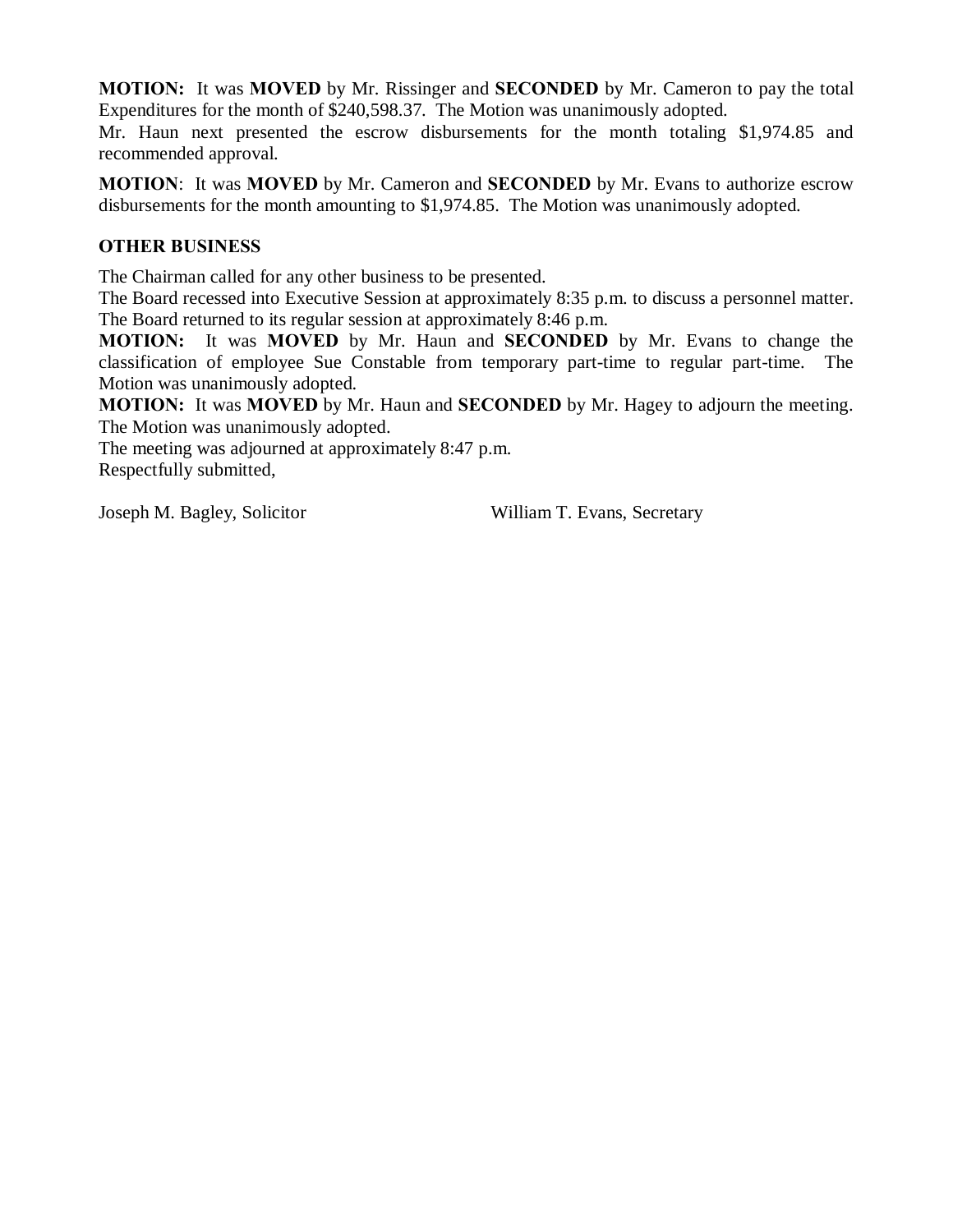**MOTION:** It was **MOVED** by Mr. Rissinger and **SECONDED** by Mr. Cameron to pay the total Expenditures for the month of $240,598.37. The Motion was unanimously adopted.

Mr. Haun next presented the escrow disbursements for the month totaling $1,974.85 and recommended approval.

**MOTION**: It was **MOVED** by Mr. Cameron and **SECONDED** by Mr. Evans to authorize escrow disbursements for the month amounting to $1,974.85. The Motion was unanimously adopted.

## OTHER BUSINESS

The Chairman called for any other business to be presented.

The Board recessed into Executive Session at approximately 8:35 p.m. to discuss a personnel matter. The Board returned to its regular session at approximately 8:46 p.m.

**MOTION:** It was **MOVED** by Mr. Haun and **SECONDED** by Mr. Evans to change the classification of employee Sue Constable from temporary part-time to regular part-time. The Motion was unanimously adopted.

**MOTION:** It was **MOVED** by Mr. Haun and **SECONDED** by Mr. Hagey to adjourn the meeting. The Motion was unanimously adopted.

The meeting was adjourned at approximately 8:47 p.m.

Respectfully submitted,

Joseph M. Bagley, Solicitor    William T. Evans, Secretary